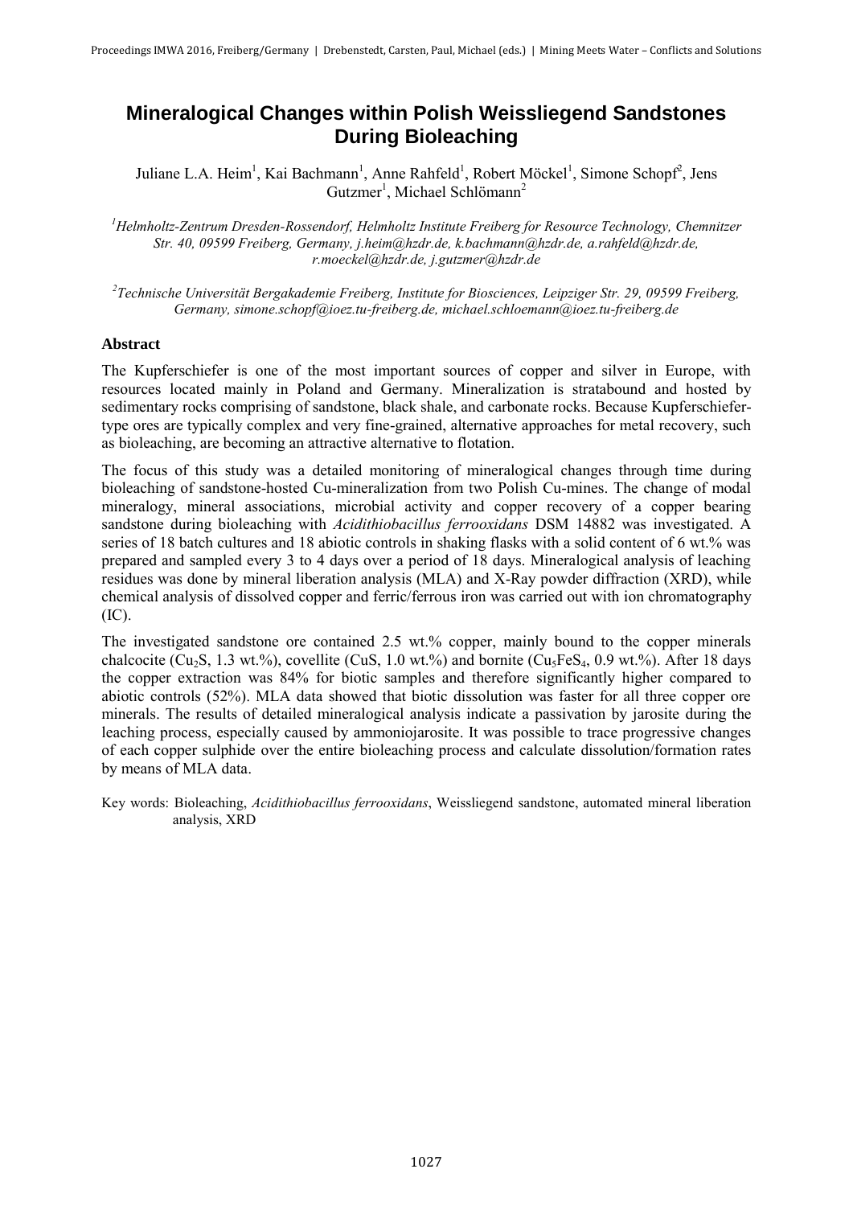# Mineralogical Changes within Polish Weissliegend Sandstones During Bioleaching

Juliane L.A. Heim[1], Kai Bachmann[1], Anne Rahfeld[1], Robert Möckel[1], Simone Schopf[2], Jens Gutzmer[1], Michael Schlömann[2]

[1] *Helmholtz-Zentrum Dresden-Rossendorf, Helmholtz Institute Freiberg for Resource Technology, Chemnitzer Str. 40, 09599 Freiberg, Germany, j.heim@hzdr.de, k.bachmann@hzdr.de, a.rahfeld@hzdr.de, r.moeckel@hzdr.de, j.gutzmer@hzdr.de*

[2] *Technische Universität Bergakademie Freiberg, Institute for Biosciences, Leipziger Str. 29, 09599 Freiberg, Germany, simone.schopf@ioez.tu-freiberg.de, michael.schloemann@ioez.tu-freiberg.de*

## Abstract

The Kupferschiefer is one of the most important sources of copper and silver in Europe, with resources located mainly in Poland and Germany. Mineralization is stratabound and hosted by sedimentary rocks comprising of sandstone, black shale, and carbonate rocks. Because Kupferschiefer-type ores are typically complex and very fine-grained, alternative approaches for metal recovery, such as bioleaching, are becoming an attractive alternative to flotation.

The focus of this study was a detailed monitoring of mineralogical changes through time during bioleaching of sandstone-hosted Cu-mineralization from two Polish Cu-mines. The change of modal mineralogy, mineral associations, microbial activity and copper recovery of a copper bearing sandstone during bioleaching with *Acidithiobacillus ferrooxidans* DSM 14882 was investigated. A series of 18 batch cultures and 18 abiotic controls in shaking flasks with a solid content of 6 wt.% was prepared and sampled every 3 to 4 days over a period of 18 days. Mineralogical analysis of leaching residues was done by mineral liberation analysis (MLA) and X-Ray powder diffraction (XRD), while chemical analysis of dissolved copper and ferric/ferrous iron was carried out with ion chromatography (IC).

The investigated sandstone ore contained 2.5 wt.% copper, mainly bound to the copper minerals chalcocite ($Cu_2S$, 1.3 wt.%), covellite ($CuS$, 1.0 wt.%) and bornite ($Cu_5FeS_4$, 0.9 wt.%). After 18 days the copper extraction was 84% for biotic samples and therefore significantly higher compared to abiotic controls (52%). MLA data showed that biotic dissolution was faster for all three copper ore minerals. The results of detailed mineralogical analysis indicate a passivation by jarosite during the leaching process, especially caused by ammoniojarosite. It was possible to trace progressive changes of each copper sulphide over the entire bioleaching process and calculate dissolution/formation rates by means of MLA data.

Key words: Bioleaching, *Acidithiobacillus ferrooxidans*, Weissliegend sandstone, automated mineral liberation analysis, XRD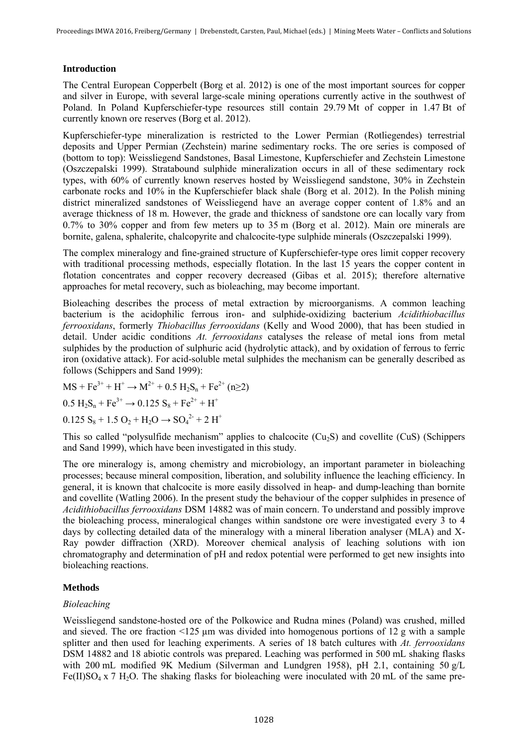## Introduction

The Central European Copperbelt (Borg et al. 2012) is one of the most important sources for copper and silver in Europe, with several large-scale mining operations currently active in the southwest of Poland. In Poland Kupferschiefer-type resources still contain 29.79 Mt of copper in 1.47 Bt of currently known ore reserves (Borg et al. 2012).

Kupferschiefer-type mineralization is restricted to the Lower Permian (Rotliegendes) terrestrial deposits and Upper Permian (Zechstein) marine sedimentary rocks. The ore series is composed of (bottom to top): Weissliegend Sandstones, Basal Limestone, Kupferschiefer and Zechstein Limestone (Oszczepalski 1999). Stratabound sulphide mineralization occurs in all of these sedimentary rock types, with 60% of currently known reserves hosted by Weissliegend sandstone, 30% in Zechstein carbonate rocks and 10% in the Kupferschiefer black shale (Borg et al. 2012). In the Polish mining district mineralized sandstones of Weissliegend have an average copper content of 1.8% and an average thickness of 18 m. However, the grade and thickness of sandstone ore can locally vary from 0.7% to 30% copper and from few meters up to 35 m (Borg et al. 2012). Main ore minerals are bornite, galena, sphalerite, chalcopyrite and chalcocite-type sulphide minerals (Oszczepalski 1999).

The complex mineralogy and fine-grained structure of Kupferschiefer-type ores limit copper recovery with traditional processing methods, especially flotation. In the last 15 years the copper content in flotation concentrates and copper recovery decreased (Gibas et al. 2015); therefore alternative approaches for metal recovery, such as bioleaching, may become important.

Bioleaching describes the process of metal extraction by microorganisms. A common leaching bacterium is the acidophilic ferrous iron- and sulphide-oxidizing bacterium *Acidithiobacillus ferrooxidans*, formerly *Thiobacillus ferrooxidans* (Kelly and Wood 2000), that has been studied in detail. Under acidic conditions *At. ferrooxidans* catalyses the release of metal ions from metal sulphides by the production of sulphuric acid (hydrolytic attack), and by oxidation of ferrous to ferric iron (oxidative attack). For acid-soluble metal sulphides the mechanism can be generally described as follows (Schippers and Sand 1999):

$$MS + Fe^{3+} + H^{+} \rightarrow M^{2+} + 0.5\ H_2S_n + Fe^{2+}\ (n \geq 2)$$

$$0.5\ H_2S_n + Fe^{3+} \rightarrow 0.125\ S_8 + Fe^{2+} + H^{+}$$

$$0.125\ S_8 + 1.5\ O_2 + H_2O \rightarrow SO_4^{2-} + 2\ H^{+}$$

This so called "polysulfide mechanism" applies to chalcocite ($Cu_2S$) and covellite (CuS) (Schippers and Sand 1999), which have been investigated in this study.

The ore mineralogy is, among chemistry and microbiology, an important parameter in bioleaching processes; because mineral composition, liberation, and solubility influence the leaching efficiency. In general, it is known that chalcocite is more easily dissolved in heap- and dump-leaching than bornite and covellite (Watling 2006). In the present study the behaviour of the copper sulphides in presence of *Acidithiobacillus ferrooxidans* DSM 14882 was of main concern. To understand and possibly improve the bioleaching process, mineralogical changes within sandstone ore were investigated every 3 to 4 days by collecting detailed data of the mineralogy with a mineral liberation analyser (MLA) and X-Ray powder diffraction (XRD). Moreover chemical analysis of leaching solutions with ion chromatography and determination of pH and redox potential were performed to get new insights into bioleaching reactions.

## Methods

### *Bioleaching*

Weissliegend sandstone-hosted ore of the Polkowice and Rudna mines (Poland) was crushed, milled and sieved. The ore fraction <125 µm was divided into homogenous portions of 12 g with a sample splitter and then used for leaching experiments. A series of 18 batch cultures with *At. ferrooxidans* DSM 14882 and 18 abiotic controls was prepared. Leaching was performed in 500 mL shaking flasks with 200 mL modified 9K Medium (Silverman and Lundgren 1958), pH 2.1, containing 50 g/L $Fe(II)SO_4 \times 7\ H_2O$. The shaking flasks for bioleaching were inoculated with 20 mL of the same pre-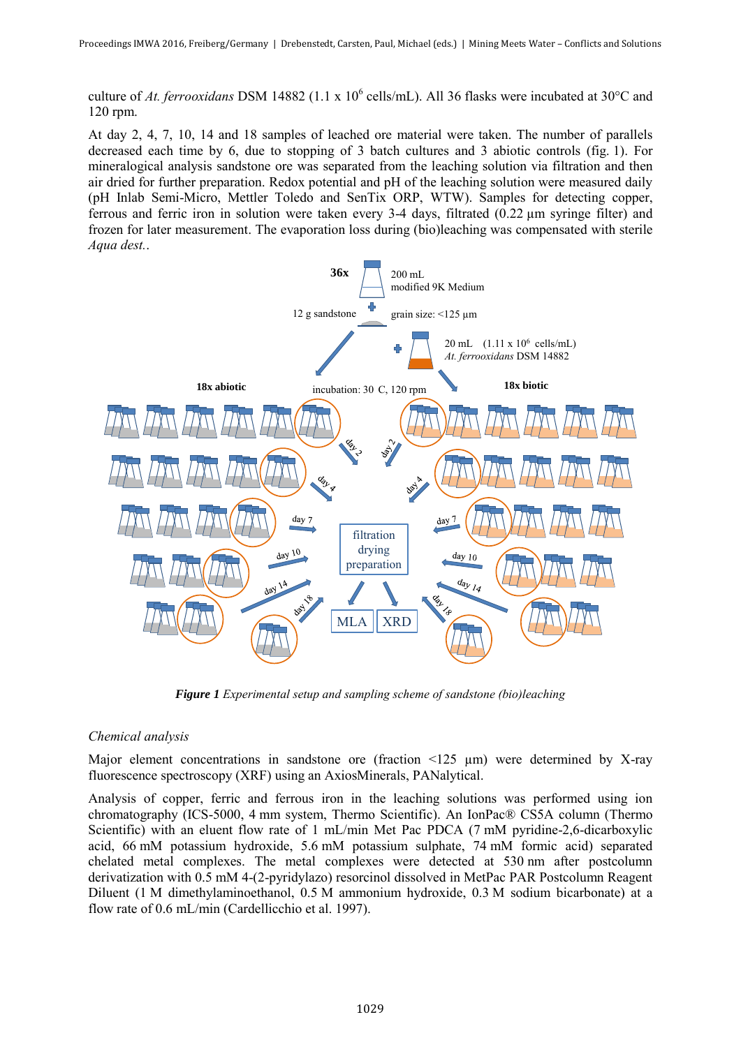culture of *At. ferrooxidans* DSM 14882 (1.1 x $10^6$ cells/mL). All 36 flasks were incubated at 30°C and 120 rpm.

At day 2, 4, 7, 10, 14 and 18 samples of leached ore material were taken. The number of parallels decreased each time by 6, due to stopping of 3 batch cultures and 3 abiotic controls (fig. 1). For mineralogical analysis sandstone ore was separated from the leaching solution via filtration and then air dried for further preparation. Redox potential and pH of the leaching solution were measured daily (pH Inlab Semi-Micro, Mettler Toledo and SenTix ORP, WTW). Samples for detecting copper, ferrous and ferric iron in solution were taken every 3-4 days, filtrated (0.22 µm syringe filter) and frozen for later measurement. The evaporation loss during (bio)leaching was compensated with sterile *Aqua dest.*.

***Figure 1** Experimental setup and sampling scheme of sandstone (bio)leaching*

*Chemical analysis*

Major element concentrations in sandstone ore (fraction <125 µm) were determined by X-ray fluorescence spectroscopy (XRF) using an AxiosMinerals, PANalytical.

Analysis of copper, ferric and ferrous iron in the leaching solutions was performed using ion chromatography (ICS-5000, 4 mm system, Thermo Scientific). An IonPac® CS5A column (Thermo Scientific) with an eluent flow rate of 1 mL/min Met Pac PDCA (7 mM pyridine-2,6-dicarboxylic acid, 66 mM potassium hydroxide, 5.6 mM potassium sulphate, 74 mM formic acid) separated chelated metal complexes. The metal complexes were detected at 530 nm after postcolumn derivatization with 0.5 mM 4-(2-pyridylazo) resorcinol dissolved in MetPac PAR Postcolumn Reagent Diluent (1 M dimethylaminoethanol, 0.5 M ammonium hydroxide, 0.3 M sodium bicarbonate) at a flow rate of 0.6 mL/min (Cardellicchio et al. 1997).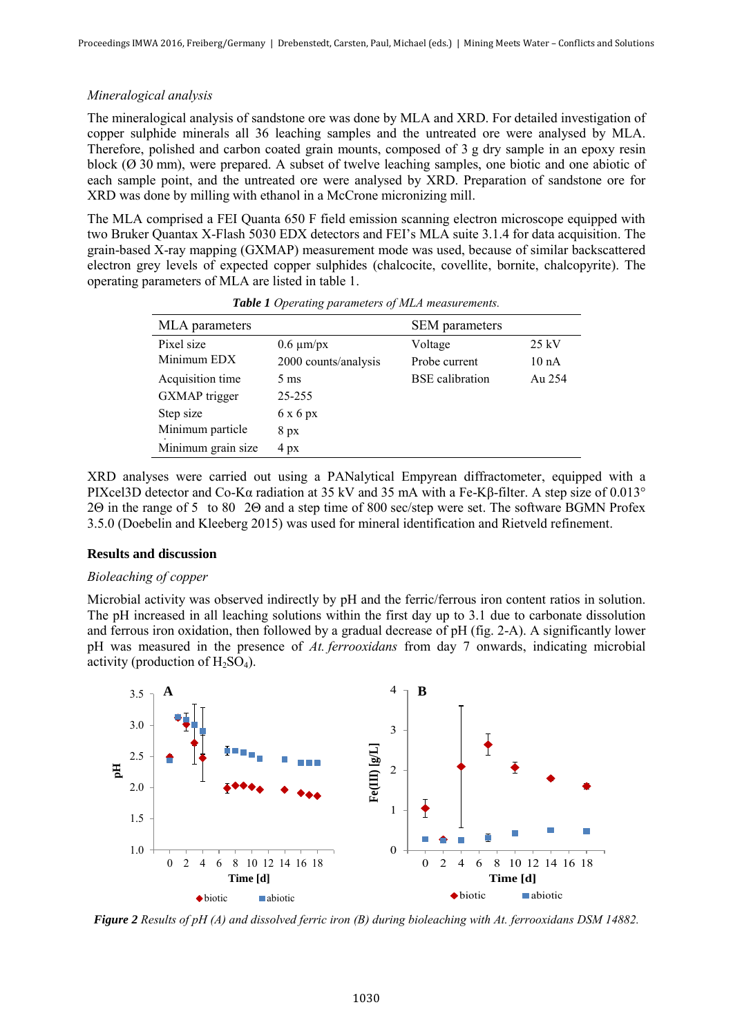*Mineralogical analysis*

The mineralogical analysis of sandstone ore was done by MLA and XRD. For detailed investigation of copper sulphide minerals all 36 leaching samples and the untreated ore were analysed by MLA. Therefore, polished and carbon coated grain mounts, composed of 3 g dry sample in an epoxy resin block (Ø 30 mm), were prepared. A subset of twelve leaching samples, one biotic and one abiotic of each sample point, and the untreated ore were analysed by XRD. Preparation of sandstone ore for XRD was done by milling with ethanol in a McCrone micronizing mill.

The MLA comprised a FEI Quanta 650 F field emission scanning electron microscope equipped with two Bruker Quantax X-Flash 5030 EDX detectors and FEI's MLA suite 3.1.4 for data acquisition. The grain-based X-ray mapping (GXMAP) measurement mode was used, because of similar backscattered electron grey levels of expected copper sulphides (chalcocite, covellite, bornite, chalcopyrite). The operating parameters of MLA are listed in table 1.

***Table 1*** *Operating parameters of MLA measurements.*

| MLA parameters | | SEM parameters | |
|---|---|---|---|
| Pixel size | 0.6 µm/px | Voltage | 25 kV |
| Minimum EDX | 2000 counts/analysis | Probe current | 10 nA |
| Acquisition time | 5 ms | BSE calibration | Au 254 |
| GXMAP trigger | 25-255 | | |
| Step size | 6 x 6 px | | |
| Minimum particle | 8 px | | |
| Minimum grain size | 4 px | | |

XRD analyses were carried out using a PANalytical Empyrean diffractometer, equipped with a PIXcel3D detector and Co-Kα radiation at 35 kV and 35 mA with a Fe-Kβ-filter. A step size of 0.013° 2Θ in the range of 5 to 80 2Θ and a step time of 800 sec/step were set. The software BGMN Profex 3.5.0 (Doebelin and Kleeberg 2015) was used for mineral identification and Rietveld refinement.

## Results and discussion

*Bioleaching of copper*

Microbial activity was observed indirectly by pH and the ferric/ferrous iron content ratios in solution. The pH increased in all leaching solutions within the first day up to 3.1 due to carbonate dissolution and ferrous iron oxidation, then followed by a gradual decrease of pH (fig. 2-A). A significantly lower pH was measured in the presence of *At. ferrooxidans* from day 7 onwards, indicating microbial activity (production of $H_2SO_4$).

***Figure 2*** *Results of pH (A) and dissolved ferric iron (B) during bioleaching with At. ferrooxidans DSM 14882.*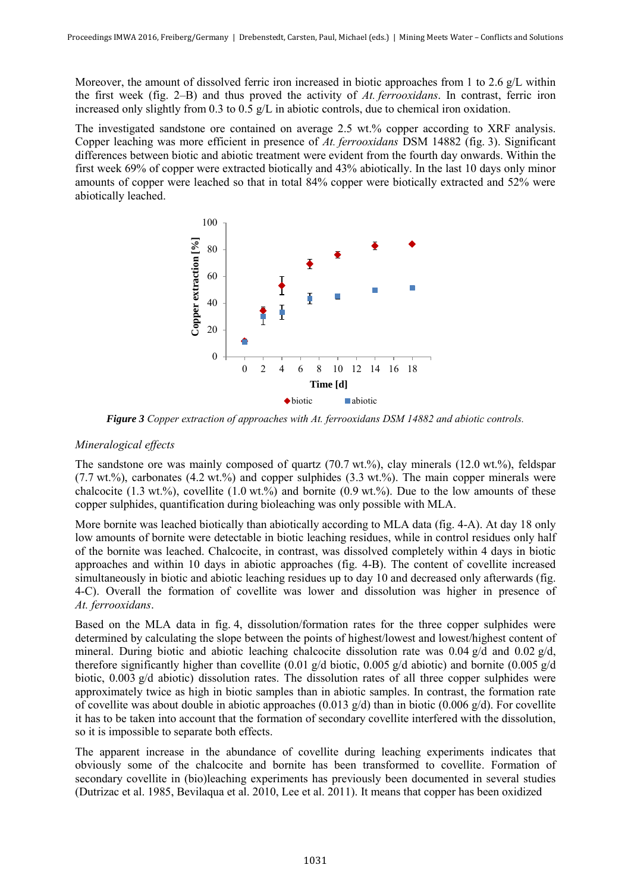Moreover, the amount of dissolved ferric iron increased in biotic approaches from 1 to 2.6 g/L within the first week (fig. 2–B) and thus proved the activity of *At. ferrooxidans*. In contrast, ferric iron increased only slightly from 0.3 to 0.5 g/L in abiotic controls, due to chemical iron oxidation.

The investigated sandstone ore contained on average 2.5 wt.% copper according to XRF analysis. Copper leaching was more efficient in presence of *At. ferrooxidans* DSM 14882 (fig. 3). Significant differences between biotic and abiotic treatment were evident from the fourth day onwards. Within the first week 69% of copper were extracted biotically and 43% abiotically. In the last 10 days only minor amounts of copper were leached so that in total 84% copper were biotically extracted and 52% were abiotically leached.

***Figure 3*** *Copper extraction of approaches with At. ferrooxidans DSM 14882 and abiotic controls.*

### *Mineralogical effects*

The sandstone ore was mainly composed of quartz (70.7 wt.%), clay minerals (12.0 wt.%), feldspar (7.7 wt.%), carbonates (4.2 wt.%) and copper sulphides (3.3 wt.%). The main copper minerals were chalcocite (1.3 wt.%), covellite (1.0 wt.%) and bornite (0.9 wt.%). Due to the low amounts of these copper sulphides, quantification during bioleaching was only possible with MLA.

More bornite was leached biotically than abiotically according to MLA data (fig. 4-A). At day 18 only low amounts of bornite were detectable in biotic leaching residues, while in control residues only half of the bornite was leached. Chalcocite, in contrast, was dissolved completely within 4 days in biotic approaches and within 10 days in abiotic approaches (fig. 4-B). The content of covellite increased simultaneously in biotic and abiotic leaching residues up to day 10 and decreased only afterwards (fig. 4-C). Overall the formation of covellite was lower and dissolution was higher in presence of *At. ferrooxidans*.

Based on the MLA data in fig. 4, dissolution/formation rates for the three copper sulphides were determined by calculating the slope between the points of highest/lowest and lowest/highest content of mineral. During biotic and abiotic leaching chalcocite dissolution rate was 0.04 g/d and 0.02 g/d, therefore significantly higher than covellite (0.01 g/d biotic, 0.005 g/d abiotic) and bornite (0.005 g/d biotic, 0.003 g/d abiotic) dissolution rates. The dissolution rates of all three copper sulphides were approximately twice as high in biotic samples than in abiotic samples. In contrast, the formation rate of covellite was about double in abiotic approaches (0.013 g/d) than in biotic (0.006 g/d). For covellite it has to be taken into account that the formation of secondary covellite interfered with the dissolution, so it is impossible to separate both effects.

The apparent increase in the abundance of covellite during leaching experiments indicates that obviously some of the chalcocite and bornite has been transformed to covellite. Formation of secondary covellite in (bio)leaching experiments has previously been documented in several studies (Dutrizac et al. 1985, Bevilaqua et al. 2010, Lee et al. 2011). It means that copper has been oxidized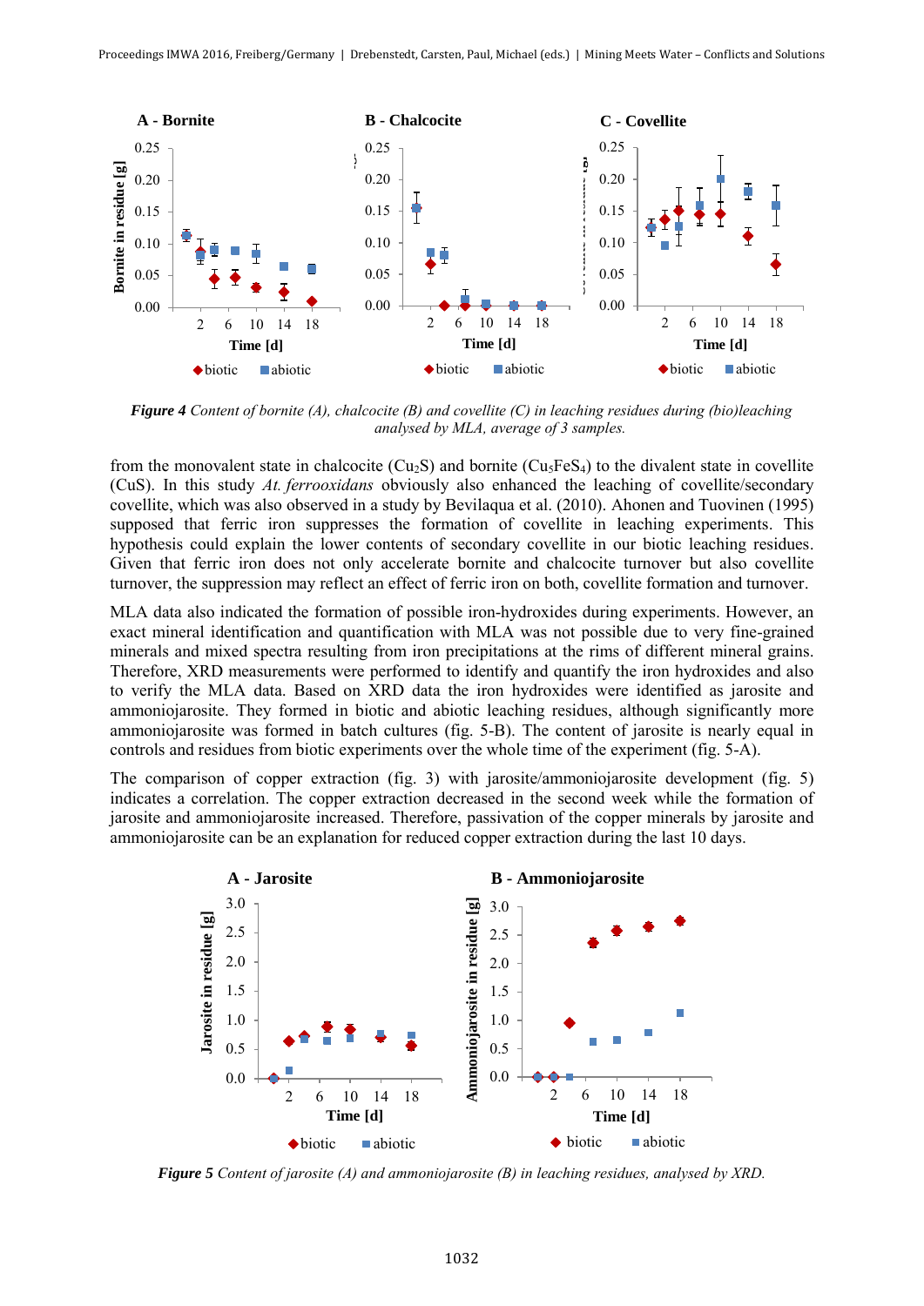*Figure 4* Content of bornite (A), chalcocite (B) and covellite (C) in leaching residues during (bio)leaching analysed by MLA, average of 3 samples.

from the monovalent state in chalcocite ($Cu_2S$) and bornite ($Cu_5FeS_4$) to the divalent state in covellite ($CuS$). In this study *At. ferrooxidans* obviously also enhanced the leaching of covellite/secondary covellite, which was also observed in a study by Bevilaqua et al. (2010). Ahonen and Tuovinen (1995) supposed that ferric iron suppresses the formation of covellite in leaching experiments. This hypothesis could explain the lower contents of secondary covellite in our biotic leaching residues. Given that ferric iron does not only accelerate bornite and chalcocite turnover but also covellite turnover, the suppression may reflect an effect of ferric iron on both, covellite formation and turnover.

MLA data also indicated the formation of possible iron-hydroxides during experiments. However, an exact mineral identification and quantification with MLA was not possible due to very fine-grained minerals and mixed spectra resulting from iron precipitations at the rims of different mineral grains. Therefore, XRD measurements were performed to identify and quantify the iron hydroxides and also to verify the MLA data. Based on XRD data the iron hydroxides were identified as jarosite and ammoniojarosite. They formed in biotic and abiotic leaching residues, although significantly more ammoniojarosite was formed in batch cultures (fig. 5-B). The content of jarosite is nearly equal in controls and residues from biotic experiments over the whole time of the experiment (fig. 5-A).

The comparison of copper extraction (fig. 3) with jarosite/ammoniojarosite development (fig. 5) indicates a correlation. The copper extraction decreased in the second week while the formation of jarosite and ammoniojarosite increased. Therefore, passivation of the copper minerals by jarosite and ammoniojarosite can be an explanation for reduced copper extraction during the last 10 days.

*Figure 5* Content of jarosite (A) and ammoniojarosite (B) in leaching residues, analysed by XRD.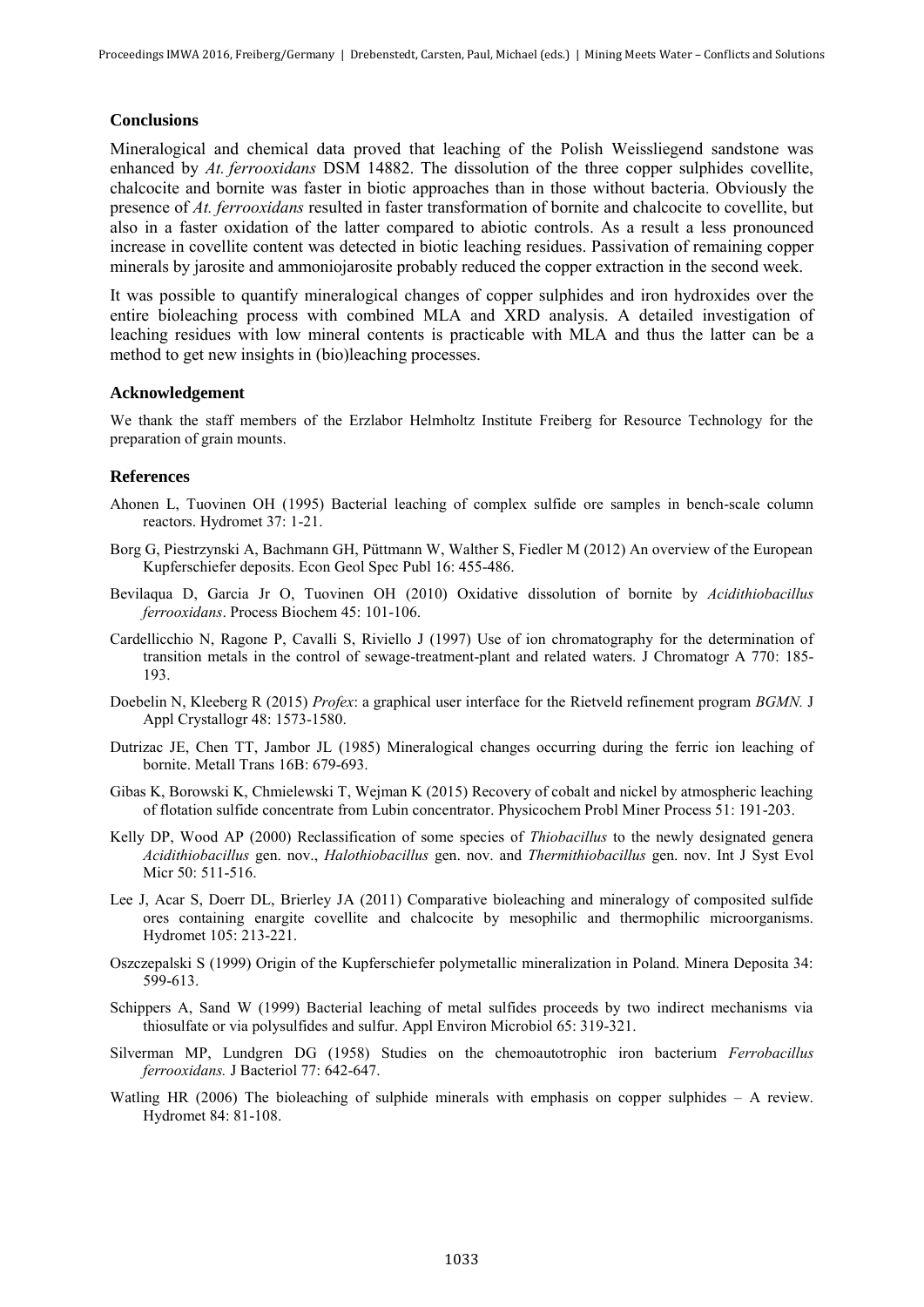## Conclusions

Mineralogical and chemical data proved that leaching of the Polish Weissliegend sandstone was enhanced by *At. ferrooxidans* DSM 14882. The dissolution of the three copper sulphides covellite, chalcocite and bornite was faster in biotic approaches than in those without bacteria. Obviously the presence of *At. ferrooxidans* resulted in faster transformation of bornite and chalcocite to covellite, but also in a faster oxidation of the latter compared to abiotic controls. As a result a less pronounced increase in covellite content was detected in biotic leaching residues. Passivation of remaining copper minerals by jarosite and ammoniojarosite probably reduced the copper extraction in the second week.

It was possible to quantify mineralogical changes of copper sulphides and iron hydroxides over the entire bioleaching process with combined MLA and XRD analysis. A detailed investigation of leaching residues with low mineral contents is practicable with MLA and thus the latter can be a method to get new insights in (bio)leaching processes.

## Acknowledgement

We thank the staff members of the Erzlabor Helmholtz Institute Freiberg for Resource Technology for the preparation of grain mounts.

## References

Ahonen L, Tuovinen OH (1995) Bacterial leaching of complex sulfide ore samples in bench-scale column reactors. Hydromet 37: 1-21.

Borg G, Piestrzynski A, Bachmann GH, Püttmann W, Walther S, Fiedler M (2012) An overview of the European Kupferschiefer deposits. Econ Geol Spec Publ 16: 455-486.

Bevilaqua D, Garcia Jr O, Tuovinen OH (2010) Oxidative dissolution of bornite by *Acidithiobacillus ferrooxidans*. Process Biochem 45: 101-106.

Cardellicchio N, Ragone P, Cavalli S, Riviello J (1997) Use of ion chromatography for the determination of transition metals in the control of sewage-treatment-plant and related waters. J Chromatogr A 770: 185-193.

Doebelin N, Kleeberg R (2015) *Profex*: a graphical user interface for the Rietveld refinement program *BGMN*. J Appl Crystallogr 48: 1573-1580.

Dutrizac JE, Chen TT, Jambor JL (1985) Mineralogical changes occurring during the ferric ion leaching of bornite. Metall Trans 16B: 679-693.

Gibas K, Borowski K, Chmielewski T, Wejman K (2015) Recovery of cobalt and nickel by atmospheric leaching of flotation sulfide concentrate from Lubin concentrator. Physicochem Probl Miner Process 51: 191-203.

Kelly DP, Wood AP (2000) Reclassification of some species of *Thiobacillus* to the newly designated genera *Acidithiobacillus* gen. nov., *Halothiobacillus* gen. nov. and *Thermithiobacillus* gen. nov. Int J Syst Evol Micr 50: 511-516.

Lee J, Acar S, Doerr DL, Brierley JA (2011) Comparative bioleaching and mineralogy of composited sulfide ores containing enargite covellite and chalcocite by mesophilic and thermophilic microorganisms. Hydromet 105: 213-221.

Oszczepalski S (1999) Origin of the Kupferschiefer polymetallic mineralization in Poland. Minera Deposita 34: 599-613.

Schippers A, Sand W (1999) Bacterial leaching of metal sulfides proceeds by two indirect mechanisms via thiosulfate or via polysulfides and sulfur. Appl Environ Microbiol 65: 319-321.

Silverman MP, Lundgren DG (1958) Studies on the chemoautotrophic iron bacterium *Ferrobacillus ferrooxidans.* J Bacteriol 77: 642-647.

Watling HR (2006) The bioleaching of sulphide minerals with emphasis on copper sulphides – A review. Hydromet 84: 81-108.